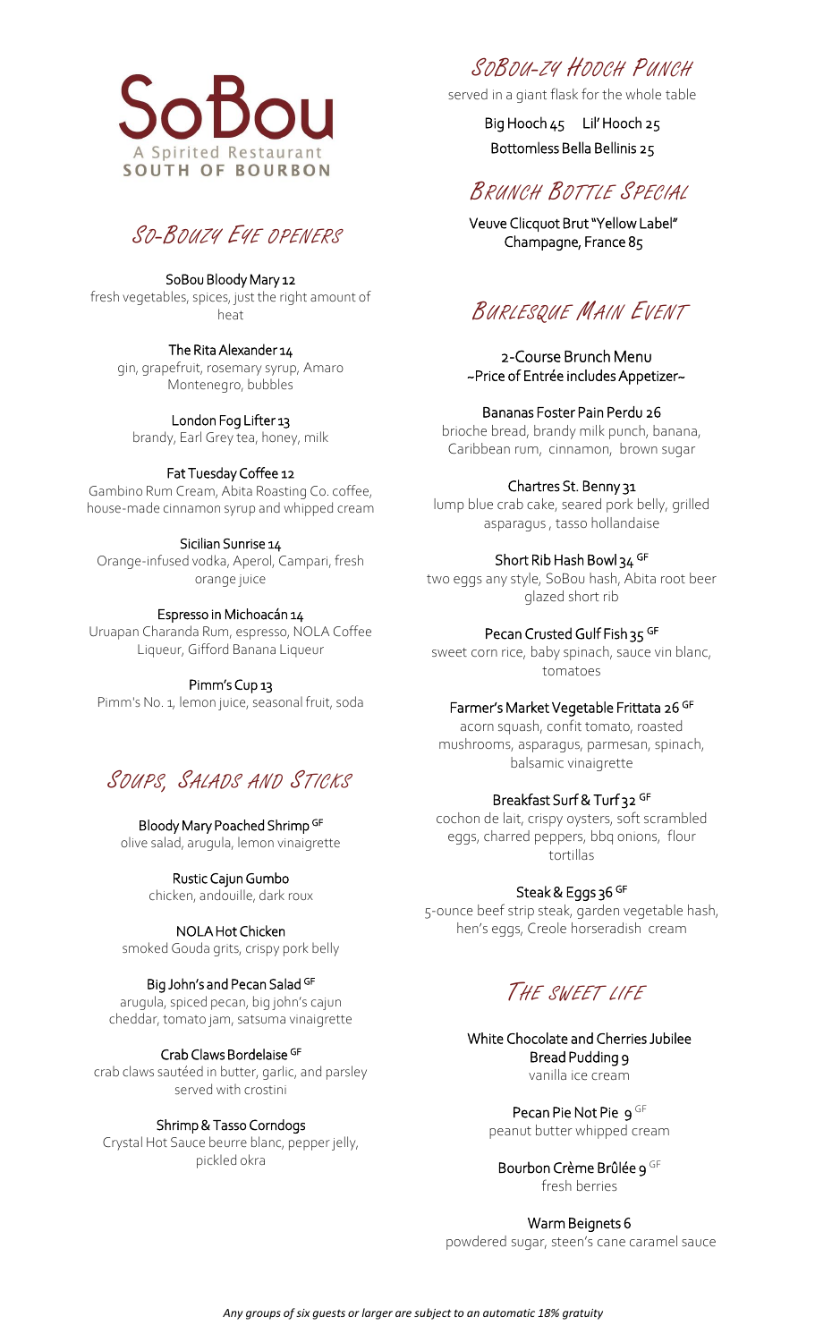# SoBou

A Spirited Restaurant
SOUTH OF BOURBON

## So-Bouzy Eye Openers

**SoBou Bloody Mary 12**
fresh vegetables, spices, just the right amount of heat

**The Rita Alexander 14**
gin, grapefruit, rosemary syrup, Amaro Montenegro, bubbles

**London Fog Lifter 13**
brandy, Earl Grey tea, honey, milk

**Fat Tuesday Coffee 12**
Gambino Rum Cream, Abita Roasting Co. coffee, house-made cinnamon syrup and whipped cream

**Sicilian Sunrise 14**
Orange-infused vodka, Aperol, Campari, fresh orange juice

**Espresso in Michoacán 14**
Uruapan Charanda Rum, espresso, NOLA Coffee Liqueur, Gifford Banana Liqueur

**Pimm's Cup 13**
Pimm's No. 1, lemon juice, seasonal fruit, soda

## Soups, Salads and Sticks

**Bloody Mary Poached Shrimp GF**
olive salad, arugula, lemon vinaigrette

**Rustic Cajun Gumbo**
chicken, andouille, dark roux

**NOLA Hot Chicken**
smoked Gouda grits, crispy pork belly

**Big John's and Pecan Salad GF**
arugula, spiced pecan, big john's cajun cheddar, tomato jam, satsuma vinaigrette

**Crab Claws Bordelaise GF**
crab claws sautéed in butter, garlic, and parsley served with crostini

**Shrimp & Tasso Corndogs**
Crystal Hot Sauce beurre blanc, pepper jelly, pickled okra

## SoBou-zy Hooch Punch

served in a giant flask for the whole table

Big Hooch 45 Lil' Hooch 25

Bottomless Bella Bellinis 25

## Brunch Bottle Special

Veuve Clicquot Brut "Yellow Label" Champagne, France 85

## Burlesque Main Event

2-Course Brunch Menu
~Price of Entrée includes Appetizer~

**Bananas Foster Pain Perdu 26**
brioche bread, brandy milk punch, banana, Caribbean rum, cinnamon, brown sugar

**Chartres St. Benny 31**
lump blue crab cake, seared pork belly, grilled asparagus, tasso hollandaise

**Short Rib Hash Bowl 34 GF**
two eggs any style, SoBou hash, Abita root beer glazed short rib

**Pecan Crusted Gulf Fish 35 GF**
sweet corn rice, baby spinach, sauce vin blanc, tomatoes

**Farmer's Market Vegetable Frittata 26 GF**
acorn squash, confit tomato, roasted mushrooms, asparagus, parmesan, spinach, balsamic vinaigrette

**Breakfast Surf & Turf 32 GF**
cochon de lait, crispy oysters, soft scrambled eggs, charred peppers, bbq onions, flour tortillas

**Steak & Eggs 36 GF**
5-ounce beef strip steak, garden vegetable hash, hen's eggs, Creole horseradish cream

## The Sweet Life

**White Chocolate and Cherries Jubilee Bread Pudding 9**
vanilla ice cream

**Pecan Pie Not Pie 9 GF**
peanut butter whipped cream

**Bourbon Crème Brûlée 9 GF**
fresh berries

**Warm Beignets 6**
powdered sugar, steen's cane caramel sauce

*Any groups of six guests or larger are subject to an automatic 18% gratuity*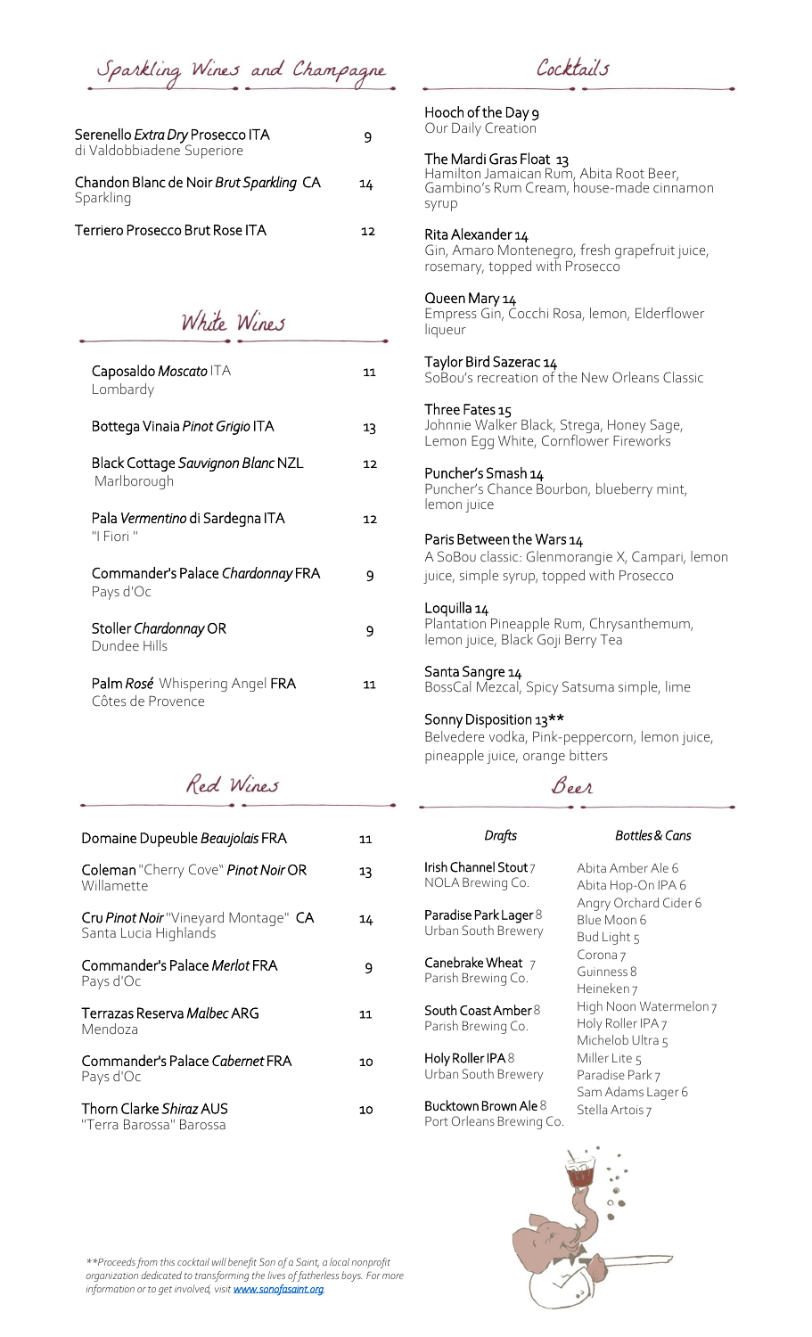## Sparkling Wines and Champagne

| | |
|---|---|
| Serenello *Extra Dry* Prosecco ITA<br>di Valdobbiadene Superiore | 9 |
| Chandon Blanc de Noir *Brut Sparkling* CA<br>Sparkling | 14 |
| Terriero Prosecco Brut Rose ITA | 12 |

## White Wines

| | |
|---|---|
| Caposaldo *Moscato* ITA<br>Lombardy | 11 |
| Bottega Vinaia *Pinot Grigio* ITA | 13 |
| Black Cottage *Sauvignon Blanc* NZL<br>Marlborough | 12 |
| Pala *Vermentino* di Sardegna ITA<br>"I Fiori " | 12 |
| Commander's Palace *Chardonnay* FRA<br>Pays d'Oc | 9 |
| Stoller *Chardonnay* OR<br>Dundee Hills | 9 |
| Palm *Rosé* Whispering Angel **FRA**<br>Côtes de Provence | 11 |

## Red Wines

| | |
|---|---|
| Domaine Dupeuble *Beaujolais* FRA | 11 |
| Coleman "Cherry Cove" ***Pinot Noir*** OR<br>Willamette | 13 |
| Cru *Pinot Noir* "Vineyard Montage" **CA**<br>Santa Lucia Highlands | 14 |
| Commander's Palace *Merlot* FRA<br>Pays d'Oc | 9 |
| Terrazas Reserva *Malbec* ARG<br>Mendoza | 11 |
| Commander's Palace *Cabernet* FRA<br>Pays d'Oc | 10 |
| Thorn Clarke *Shiraz* AUS<br>"Terra Barossa" Barossa | 10 |

## Cocktails

Hooch of the Day 9
Our Daily Creation

The Mardi Gras Float 13
Hamilton Jamaican Rum, Abita Root Beer, Gambino's Rum Cream, house-made cinnamon syrup

Rita Alexander 14
Gin, Amaro Montenegro, fresh grapefruit juice, rosemary, topped with Prosecco

Queen Mary 14
Empress Gin, Cocchi Rosa, lemon, Elderflower liqueur

Taylor Bird Sazerac 14
SoBou's recreation of the New Orleans Classic

Three Fates 15
Johnnie Walker Black, Strega, Honey Sage, Lemon Egg White, Cornflower Fireworks

Puncher's Smash 14
Puncher's Chance Bourbon, blueberry mint, lemon juice

Paris Between the Wars 14
A SoBou classic: Glenmorangie X, Campari, lemon juice, simple syrup, topped with Prosecco

Loquilla 14
Plantation Pineapple Rum, Chrysanthemum, lemon juice, Black Goji Berry Tea

Santa Sangre 14
BossCal Mezcal, Spicy Satsuma simple, lime

Sonny Disposition 13**
Belvedere vodka, Pink-peppercorn, lemon juice, pineapple juice, orange bitters

## Beer

### *Drafts*

Irish Channel Stout 7
NOLA Brewing Co.

Paradise Park Lager 8
Urban South Brewery

Canebrake Wheat 7
Parish Brewing Co.

South Coast Amber 8
Parish Brewing Co.

Holy Roller IPA 8
Urban South Brewery

Bucktown Brown Ale 8
Port Orleans Brewing Co.

### *Bottles & Cans*

Abita Amber Ale 6
Abita Hop-On IPA 6
Angry Orchard Cider 6
Blue Moon 6
Bud Light 5
Corona 7
Guinness 8
Heineken 7
High Noon Watermelon 7
Holy Roller IPA 7
Michelob Ultra 5
Miller Lite 5
Paradise Park 7
Sam Adams Lager 6
Stella Artois 7

*\*\*Proceeds from this cocktail will benefit Son of a Saint, a local nonprofit organization dedicated to transforming the lives of fatherless boys. For more information or to get involved, visit* [***www.sonofasaint.org***](http://www.sonofasaint.org)*.*